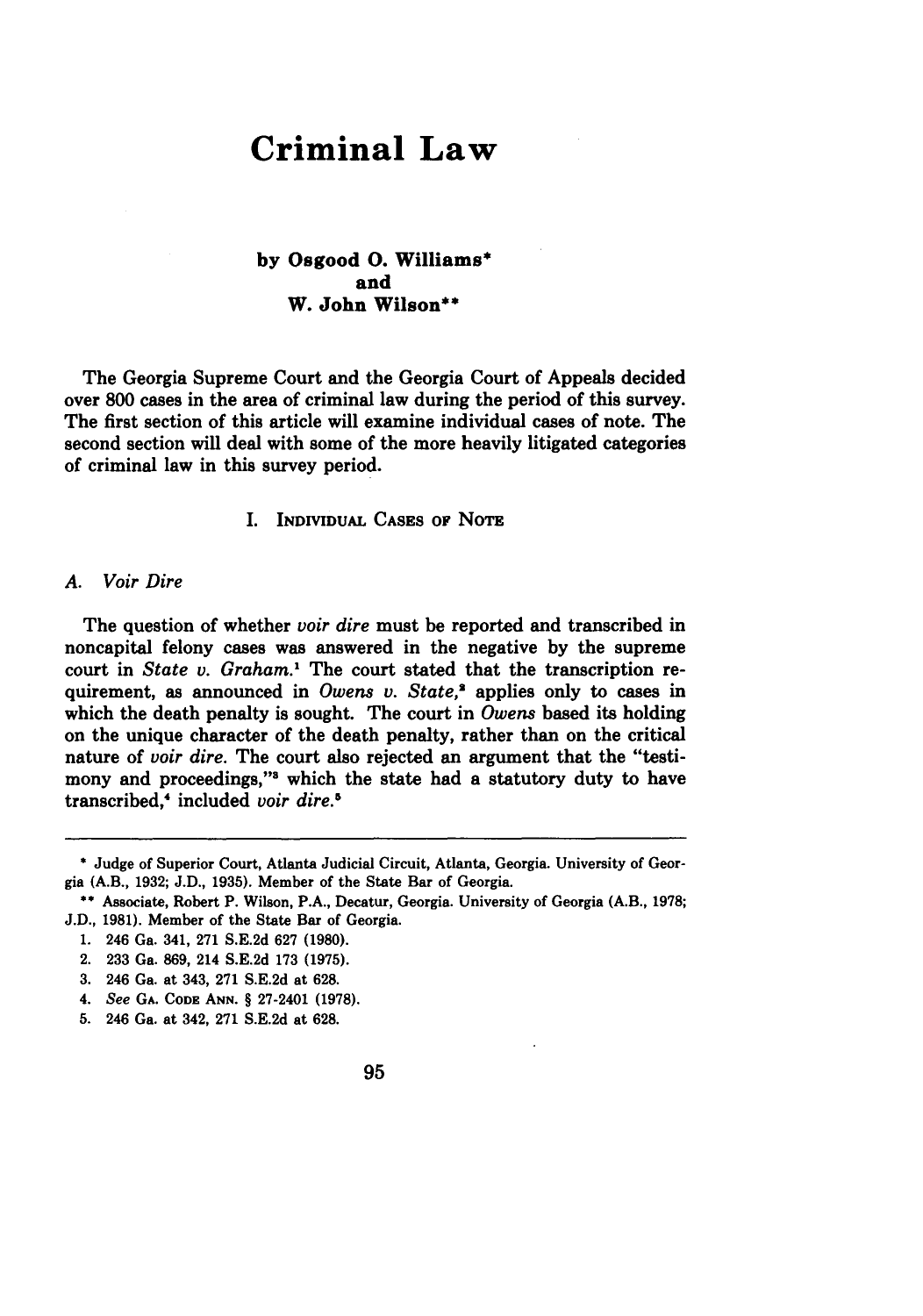# Criminal Law

### by Osgood O. Williams* and W. John Wilson**

The Georgia Supreme Court and the Georgia Court of Appeals decided over 800 cases in the area of criminal law during the period of this survey. The first section of this article will examine individual cases of note. The second section will deal with some of the more heavily litigated categories of criminal law in this survey period.

## I. Individual Cases of Note

### A. *Voir Dire*

The question of whether *voir dire* must be reported and transcribed in noncapital felony cases was answered in the negative by the supreme court in *State v. Graham*.[1] The court stated that the transcription requirement, as announced in *Owens v. State*,[2] applies only to cases in which the death penalty is sought. The court in *Owens* based its holding on the unique character of the death penalty, rather than on the critical nature of *voir dire*. The court also rejected an argument that the "testimony and proceedings,"[3] which the state had a statutory duty to have transcribed,[4] included *voir dire*.[5]

---

\* Judge of Superior Court, Atlanta Judicial Circuit, Atlanta, Georgia. University of Georgia (A.B., 1932; J.D., 1935). Member of the State Bar of Georgia.

\*\* Associate, Robert P. Wilson, P.A., Decatur, Georgia. University of Georgia (A.B., 1978; J.D., 1981). Member of the State Bar of Georgia.

1. 246 Ga. 341, 271 S.E.2d 627 (1980).
2. 233 Ga. 869, 214 S.E.2d 173 (1975).
3. 246 Ga. at 343, 271 S.E.2d at 628.
4. *See* Ga. Code Ann. § 27-2401 (1978).
5. 246 Ga. at 342, 271 S.E.2d at 628.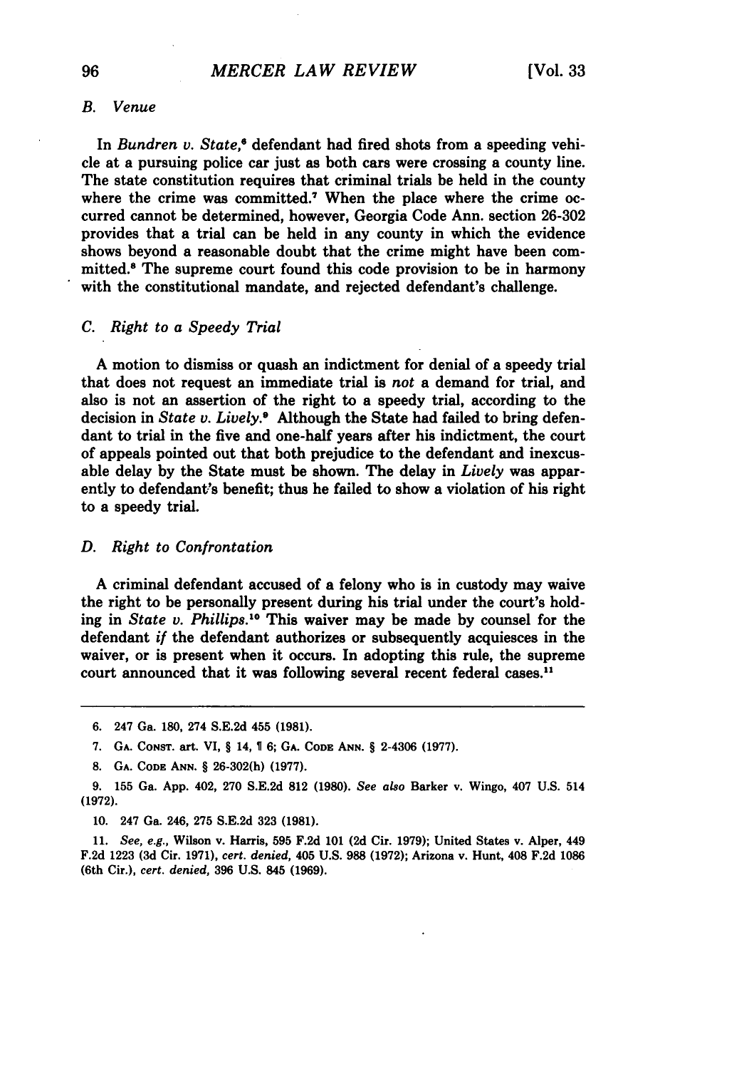### *B. Venue*

In *Bundren v. State*,[6] defendant had fired shots from a speeding vehicle at a pursuing police car just as both cars were crossing a county line. The state constitution requires that criminal trials be held in the county where the crime was committed.[7] When the place where the crime occurred cannot be determined, however, Georgia Code Ann. section 26-302 provides that a trial can be held in any county in which the evidence shows beyond a reasonable doubt that the crime might have been committed.[8] The supreme court found this code provision to be in harmony with the constitutional mandate, and rejected defendant's challenge.

### *C. Right to a Speedy Trial*

A motion to dismiss or quash an indictment for denial of a speedy trial that does not request an immediate trial is *not* a demand for trial, and also is not an assertion of the right to a speedy trial, according to the decision in *State v. Lively*.[9] Although the State had failed to bring defendant to trial in the five and one-half years after his indictment, the court of appeals pointed out that both prejudice to the defendant and inexcusable delay by the State must be shown. The delay in *Lively* was apparently to defendant's benefit; thus he failed to show a violation of his right to a speedy trial.

### *D. Right to Confrontation*

A criminal defendant accused of a felony who is in custody may waive the right to be personally present during his trial under the court's holding in *State v. Phillips*.[10] This waiver may be made by counsel for the defendant *if* the defendant authorizes or subsequently acquiesces in the waiver, or is present when it occurs. In adopting this rule, the supreme court announced that it was following several recent federal cases.[11]

---

6. 247 Ga. 180, 274 S.E.2d 455 (1981).

7. GA. CONST. art. VI, § 14, ¶ 6; GA. CODE ANN. § 2-4306 (1977).

8. GA. CODE ANN. § 26-302(h) (1977).

9. 155 Ga. App. 402, 270 S.E.2d 812 (1980). *See also* Barker v. Wingo, 407 U.S. 514 (1972).

10. 247 Ga. 246, 275 S.E.2d 323 (1981).

11. *See, e.g.*, Wilson v. Harris, 595 F.2d 101 (2d Cir. 1979); United States v. Alper, 449 F.2d 1223 (3d Cir. 1971), *cert. denied*, 405 U.S. 988 (1972); Arizona v. Hunt, 408 F.2d 1086 (6th Cir.), *cert. denied*, 396 U.S. 845 (1969).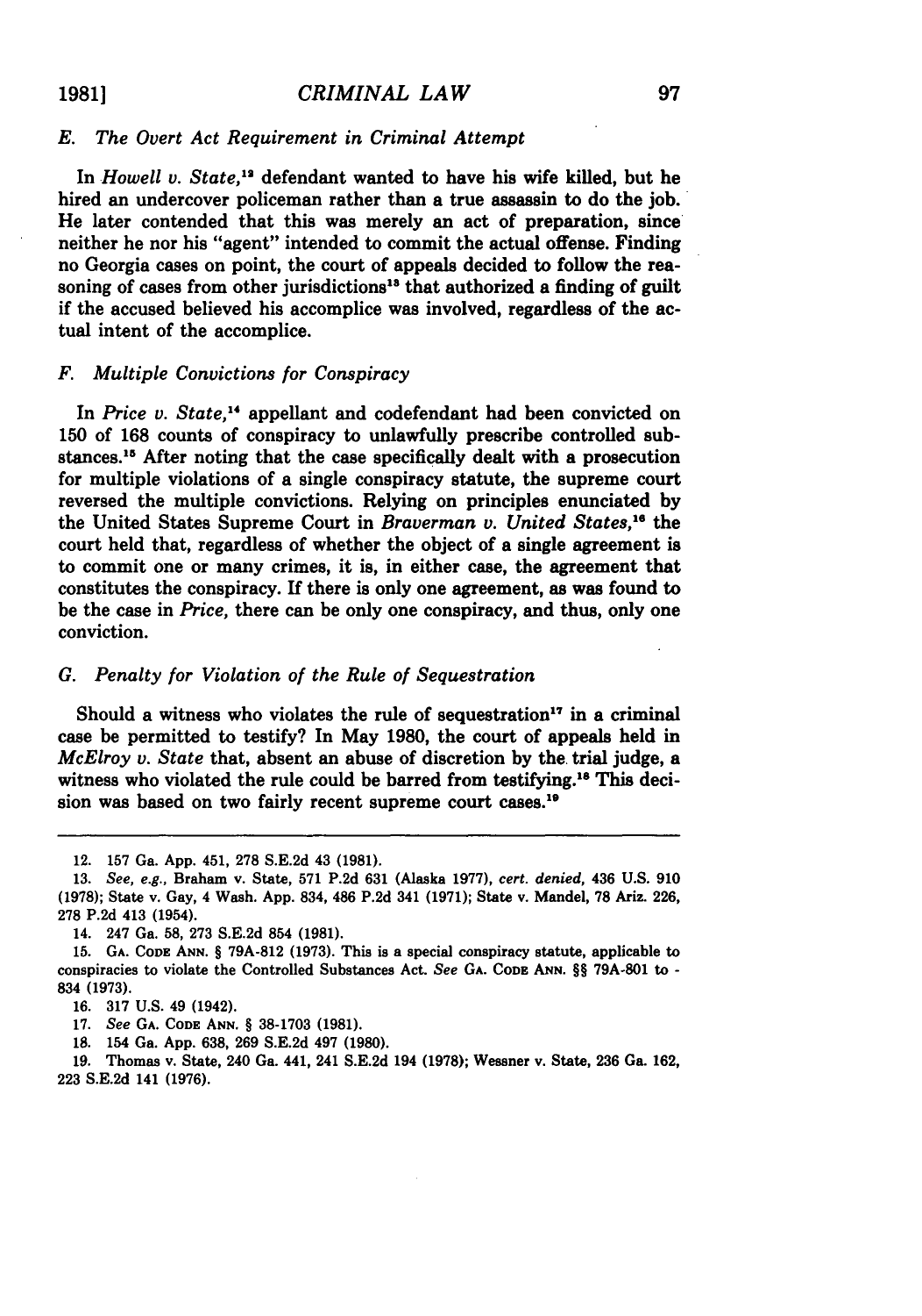### E. *The Overt Act Requirement in Criminal Attempt*

In *Howell v. State*,[12] defendant wanted to have his wife killed, but he hired an undercover policeman rather than a true assassin to do the job. He later contended that this was merely an act of preparation, since neither he nor his "agent" intended to commit the actual offense. Finding no Georgia cases on point, the court of appeals decided to follow the reasoning of cases from other jurisdictions[13] that authorized a finding of guilt if the accused believed his accomplice was involved, regardless of the actual intent of the accomplice.

### F. *Multiple Convictions for Conspiracy*

In *Price v. State*,[14] appellant and codefendant had been convicted on 150 of 168 counts of conspiracy to unlawfully prescribe controlled substances.[15] After noting that the case specifically dealt with a prosecution for multiple violations of a single conspiracy statute, the supreme court reversed the multiple convictions. Relying on principles enunciated by the United States Supreme Court in *Braverman v. United States*,[16] the court held that, regardless of whether the object of a single agreement is to commit one or many crimes, it is, in either case, the agreement that constitutes the conspiracy. If there is only one agreement, as was found to be the case in *Price*, there can be only one conspiracy, and thus, only one conviction.

### G. *Penalty for Violation of the Rule of Sequestration*

Should a witness who violates the rule of sequestration[17] in a criminal case be permitted to testify? In May 1980, the court of appeals held in *McElroy v. State* that, absent an abuse of discretion by the trial judge, a witness who violated the rule could be barred from testifying.[18] This decision was based on two fairly recent supreme court cases.[19]

---

12. 157 Ga. App. 451, 278 S.E.2d 43 (1981).

13. *See, e.g.*, Braham v. State, 571 P.2d 631 (Alaska 1977), *cert. denied*, 436 U.S. 910 (1978); State v. Gay, 4 Wash. App. 834, 486 P.2d 341 (1971); State v. Mandel, 78 Ariz. 226, 278 P.2d 413 (1954).

14. 247 Ga. 58, 273 S.E.2d 854 (1981).

15. GA. CODE ANN. § 79A-812 (1973). This is a special conspiracy statute, applicable to conspiracies to violate the Controlled Substances Act. *See* GA. CODE ANN. §§ 79A-801 to -834 (1973).

16. 317 U.S. 49 (1942).

17. *See* GA. CODE ANN. § 38-1703 (1981).

18. 154 Ga. App. 638, 269 S.E.2d 497 (1980).

19. Thomas v. State, 240 Ga. 441, 241 S.E.2d 194 (1978); Wessner v. State, 236 Ga. 162, 223 S.E.2d 141 (1976).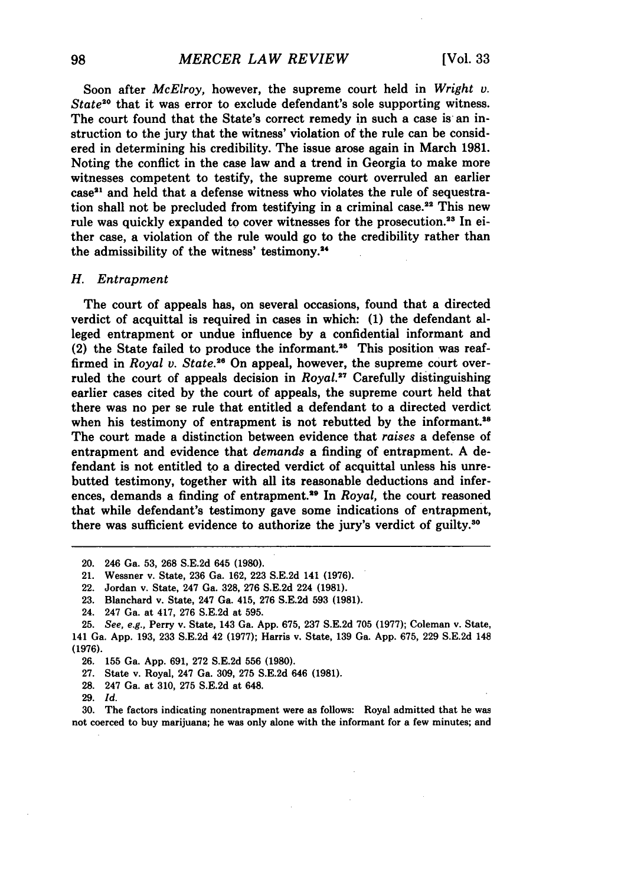Soon after *McElroy*, however, the supreme court held in *Wright v. State*[20] that it was error to exclude defendant's sole supporting witness. The court found that the State's correct remedy in such a case is an instruction to the jury that the witness' violation of the rule can be considered in determining his credibility. The issue arose again in March 1981. Noting the conflict in the case law and a trend in Georgia to make more witnesses competent to testify, the supreme court overruled an earlier case[21] and held that a defense witness who violates the rule of sequestration shall not be precluded from testifying in a criminal case.[22] This new rule was quickly expanded to cover witnesses for the prosecution.[23] In either case, a violation of the rule would go to the credibility rather than the admissibility of the witness' testimony.[24]

### H. Entrapment

The court of appeals has, on several occasions, found that a directed verdict of acquittal is required in cases in which: (1) the defendant alleged entrapment or undue influence by a confidential informant and (2) the State failed to produce the informant.[25] This position was reaffirmed in *Royal v. State*.[26] On appeal, however, the supreme court overruled the court of appeals decision in *Royal*.[27] Carefully distinguishing earlier cases cited by the court of appeals, the supreme court held that there was no per se rule that entitled a defendant to a directed verdict when his testimony of entrapment is not rebutted by the informant.[28] The court made a distinction between evidence that *raises* a defense of entrapment and evidence that *demands* a finding of entrapment. A defendant is not entitled to a directed verdict of acquittal unless his unrebutted testimony, together with all its reasonable deductions and inferences, demands a finding of entrapment.[29] In *Royal*, the court reasoned that while defendant's testimony gave some indications of entrapment, there was sufficient evidence to authorize the jury's verdict of guilty.[30]

---

20. 246 Ga. 53, 268 S.E.2d 645 (1980).
21. Wessner v. State, 236 Ga. 162, 223 S.E.2d 141 (1976).
22. Jordan v. State, 247 Ga. 328, 276 S.E.2d 224 (1981).
23. Blanchard v. State, 247 Ga. 415, 276 S.E.2d 593 (1981).
24. 247 Ga. at 417, 276 S.E.2d at 595.
25. *See, e.g.*, Perry v. State, 143 Ga. App. 675, 237 S.E.2d 705 (1977); Coleman v. State, 141 Ga. App. 193, 233 S.E.2d 42 (1977); Harris v. State, 139 Ga. App. 675, 229 S.E.2d 148 (1976).
26. 155 Ga. App. 691, 272 S.E.2d 556 (1980).
27. State v. Royal, 247 Ga. 309, 275 S.E.2d 646 (1981).
28. 247 Ga. at 310, 275 S.E.2d at 648.
29. *Id.*
30. The factors indicating nonentrapment were as follows: Royal admitted that he was not coerced to buy marijuana; he was only alone with the informant for a few minutes; and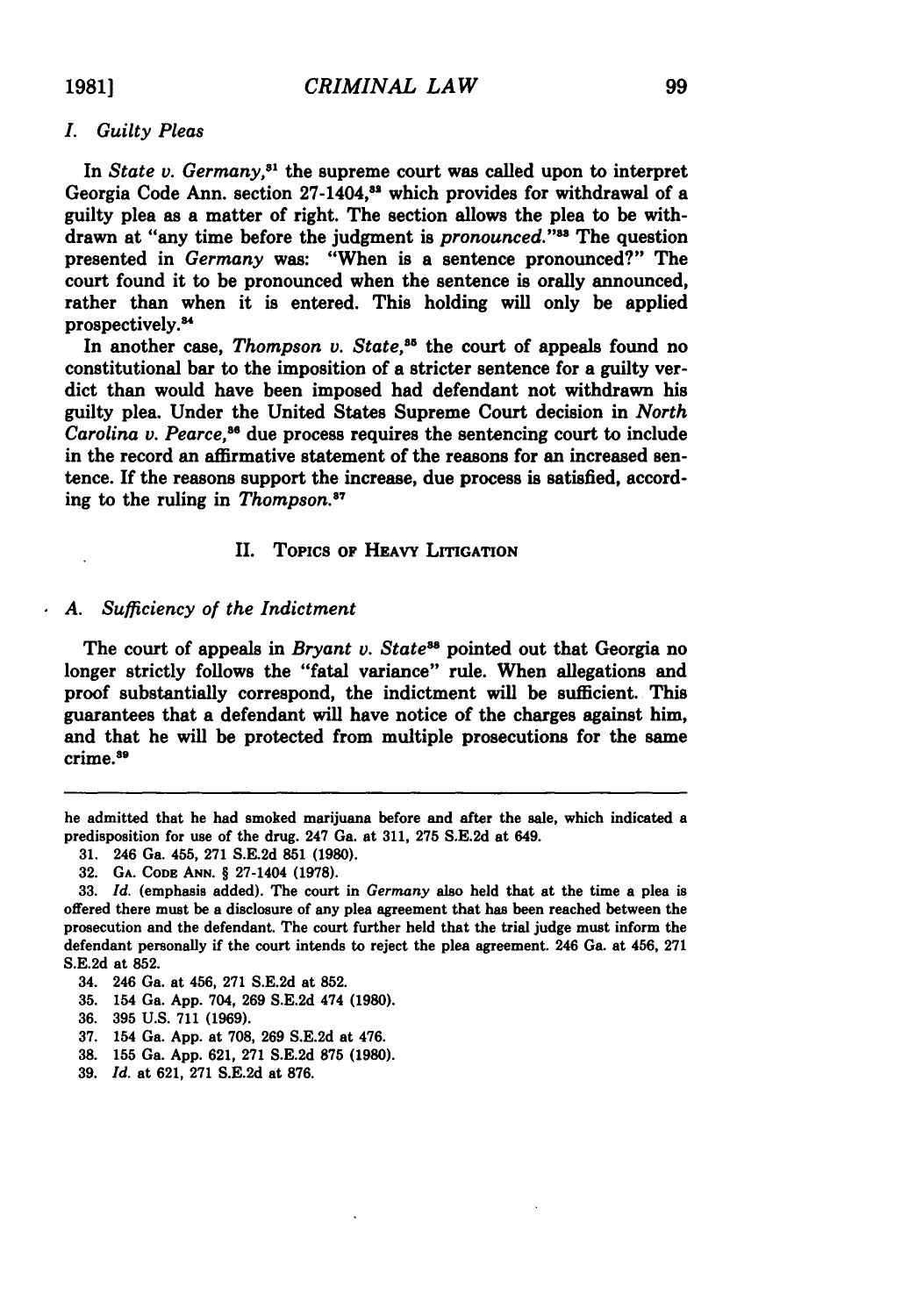### *I. Guilty Pleas*

In *State v. Germany*,[31] the supreme court was called upon to interpret Georgia Code Ann. section 27-1404,[32] which provides for withdrawal of a guilty plea as a matter of right. The section allows the plea to be withdrawn at "any time before the judgment is *pronounced*."[33] The question presented in *Germany* was: "When is a sentence pronounced?" The court found it to be pronounced when the sentence is orally announced, rather than when it is entered. This holding will only be applied prospectively.[34]

In another case, *Thompson v. State*,[35] the court of appeals found no constitutional bar to the imposition of a stricter sentence for a guilty verdict than would have been imposed had defendant not withdrawn his guilty plea. Under the United States Supreme Court decision in *North Carolina v. Pearce*,[36] due process requires the sentencing court to include in the record an affirmative statement of the reasons for an increased sentence. If the reasons support the increase, due process is satisfied, according to the ruling in *Thompson*.[37]

## II. Topics of Heavy Litigation

### *A. Sufficiency of the Indictment*

The court of appeals in *Bryant v. State*[38] pointed out that Georgia no longer strictly follows the "fatal variance" rule. When allegations and proof substantially correspond, the indictment will be sufficient. This guarantees that a defendant will have notice of the charges against him, and that he will be protected from multiple prosecutions for the same crime.[39]

---

he admitted that he had smoked marijuana before and after the sale, which indicated a predisposition for use of the drug. 247 Ga. at 311, 275 S.E.2d at 649.

31. 246 Ga. 455, 271 S.E.2d 851 (1980).

32. Ga. Code Ann. § 27-1404 (1978).

33. *Id.* (emphasis added). The court in *Germany* also held that at the time a plea is offered there must be a disclosure of any plea agreement that has been reached between the prosecution and the defendant. The court further held that the trial judge must inform the defendant personally if the court intends to reject the plea agreement. 246 Ga. at 456, 271 S.E.2d at 852.

34. 246 Ga. at 456, 271 S.E.2d at 852.

35. 154 Ga. App. 704, 269 S.E.2d 474 (1980).

36. 395 U.S. 711 (1969).

37. 154 Ga. App. at 708, 269 S.E.2d at 476.

38. 155 Ga. App. 621, 271 S.E.2d 875 (1980).

39. *Id.* at 621, 271 S.E.2d at 876.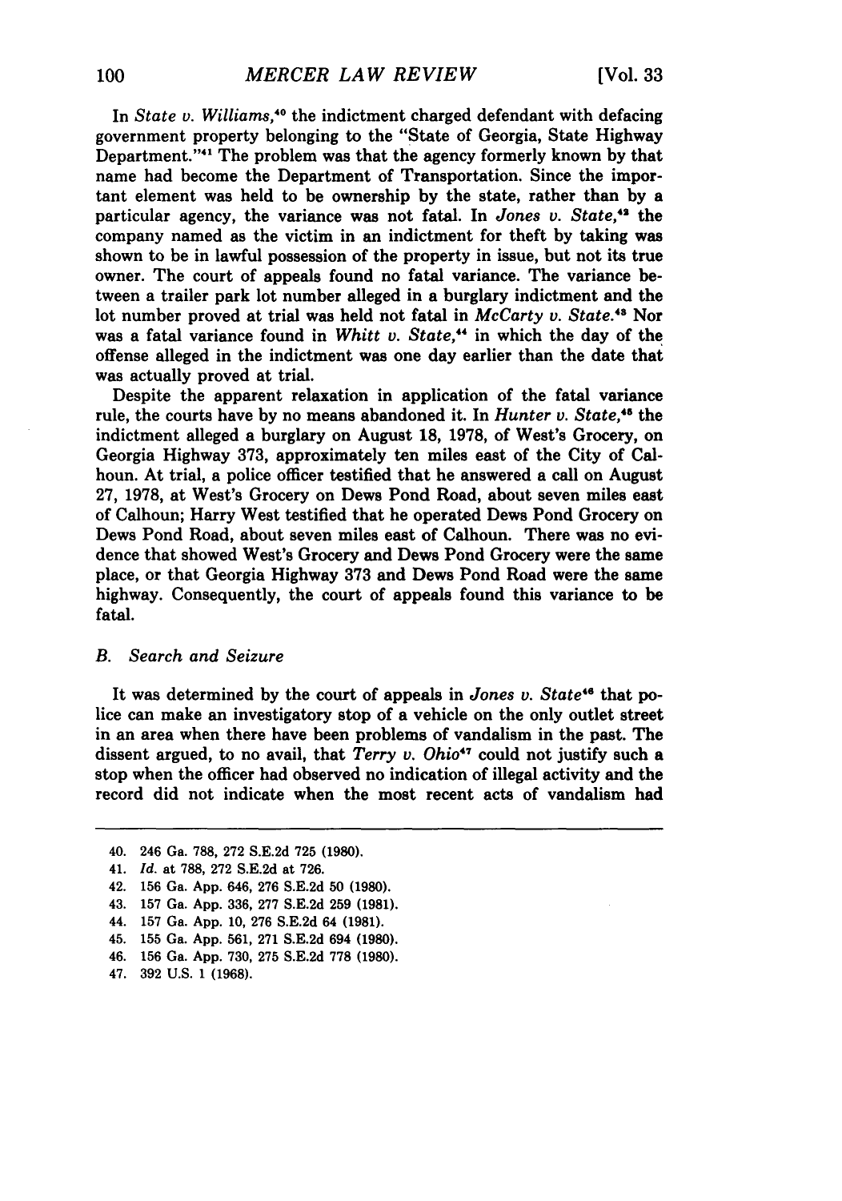In *State v. Williams*,[40] the indictment charged defendant with defacing government property belonging to the "State of Georgia, State Highway Department."[41] The problem was that the agency formerly known by that name had become the Department of Transportation. Since the important element was held to be ownership by the state, rather than by a particular agency, the variance was not fatal. In *Jones v. State*,[42] the company named as the victim in an indictment for theft by taking was shown to be in lawful possession of the property in issue, but not its true owner. The court of appeals found no fatal variance. The variance between a trailer park lot number alleged in a burglary indictment and the lot number proved at trial was held not fatal in *McCarty v. State*.[43] Nor was a fatal variance found in *Whitt v. State*,[44] in which the day of the offense alleged in the indictment was one day earlier than the date that was actually proved at trial.

Despite the apparent relaxation in application of the fatal variance rule, the courts have by no means abandoned it. In *Hunter v. State*,[45] the indictment alleged a burglary on August 18, 1978, of West's Grocery, on Georgia Highway 373, approximately ten miles east of the City of Calhoun. At trial, a police officer testified that he answered a call on August 27, 1978, at West's Grocery on Dews Pond Road, about seven miles east of Calhoun; Harry West testified that he operated Dews Pond Grocery on Dews Pond Road, about seven miles east of Calhoun. There was no evidence that showed West's Grocery and Dews Pond Grocery were the same place, or that Georgia Highway 373 and Dews Pond Road were the same highway. Consequently, the court of appeals found this variance to be fatal.

### B. Search and Seizure

It was determined by the court of appeals in *Jones v. State*[46] that police can make an investigatory stop of a vehicle on the only outlet street in an area when there have been problems of vandalism in the past. The dissent argued, to no avail, that *Terry v. Ohio*[47] could not justify such a stop when the officer had observed no indication of illegal activity and the record did not indicate when the most recent acts of vandalism had

---

40. 246 Ga. 788, 272 S.E.2d 725 (1980).
41. *Id.* at 788, 272 S.E.2d at 726.
42. 156 Ga. App. 646, 276 S.E.2d 50 (1980).
43. 157 Ga. App. 336, 277 S.E.2d 259 (1981).
44. 157 Ga. App. 10, 276 S.E.2d 64 (1981).
45. 155 Ga. App. 561, 271 S.E.2d 694 (1980).
46. 156 Ga. App. 730, 275 S.E.2d 778 (1980).
47. 392 U.S. 1 (1968).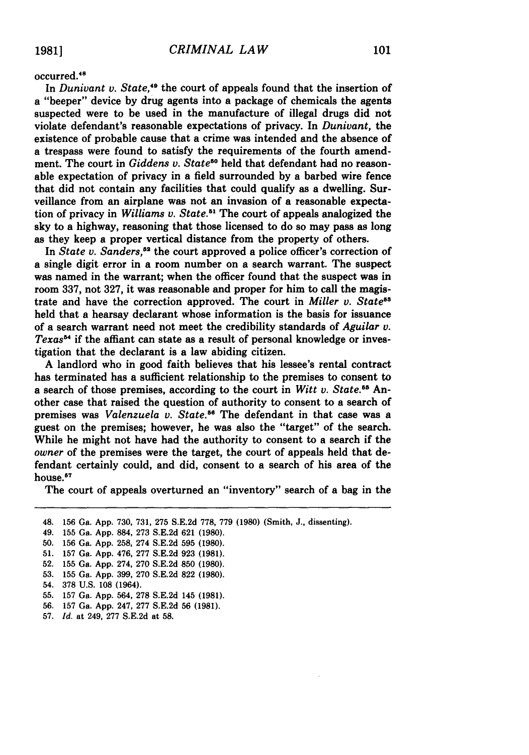occurred.[48]

In *Dunivant v. State*,[49] the court of appeals found that the insertion of a "beeper" device by drug agents into a package of chemicals the agents suspected were to be used in the manufacture of illegal drugs did not violate defendant's reasonable expectations of privacy. In *Dunivant*, the existence of probable cause that a crime was intended and the absence of a trespass were found to satisfy the requirements of the fourth amendment. The court in *Giddens v. State*[50] held that defendant had no reasonable expectation of privacy in a field surrounded by a barbed wire fence that did not contain any facilities that could qualify as a dwelling. Surveillance from an airplane was not an invasion of a reasonable expectation of privacy in *Williams v. State*.[51] The court of appeals analogized the sky to a highway, reasoning that those licensed to do so may pass as long as they keep a proper vertical distance from the property of others.

In *State v. Sanders*,[52] the court approved a police officer's correction of a single digit error in a room number on a search warrant. The suspect was named in the warrant; when the officer found that the suspect was in room 337, not 327, it was reasonable and proper for him to call the magistrate and have the correction approved. The court in *Miller v. State*[53] held that a hearsay declarant whose information is the basis for issuance of a search warrant need not meet the credibility standards of *Aguilar v. Texas*[54] if the affiant can state as a result of personal knowledge or investigation that the declarant is a law abiding citizen.

A landlord who in good faith believes that his lessee's rental contract has terminated has a sufficient relationship to the premises to consent to a search of those premises, according to the court in *Witt v. State*.[55] Another case that raised the question of authority to consent to a search of premises was *Valenzuela v. State*.[56] The defendant in that case was a guest on the premises; however, he was also the "target" of the search. While he might not have had the authority to consent to a search if the *owner* of the premises were the target, the court of appeals held that defendant certainly could, and did, consent to a search of his area of the house.[57]

The court of appeals overturned an "inventory" search of a bag in the

---

48. 156 Ga. App. 730, 731, 275 S.E.2d 778, 779 (1980) (Smith, J., dissenting).
49. 155 Ga. App. 884, 273 S.E.2d 621 (1980).
50. 156 Ga. App. 258, 274 S.E.2d 595 (1980).
51. 157 Ga. App. 476, 277 S.E.2d 923 (1981).
52. 155 Ga. App. 274, 270 S.E.2d 850 (1980).
53. 155 Ga. App. 399, 270 S.E.2d 822 (1980).
54. 378 U.S. 108 (1964).
55. 157 Ga. App. 564, 278 S.E.2d 145 (1981).
56. 157 Ga. App. 247, 277 S.E.2d 56 (1981).
57. *Id.* at 249, 277 S.E.2d at 58.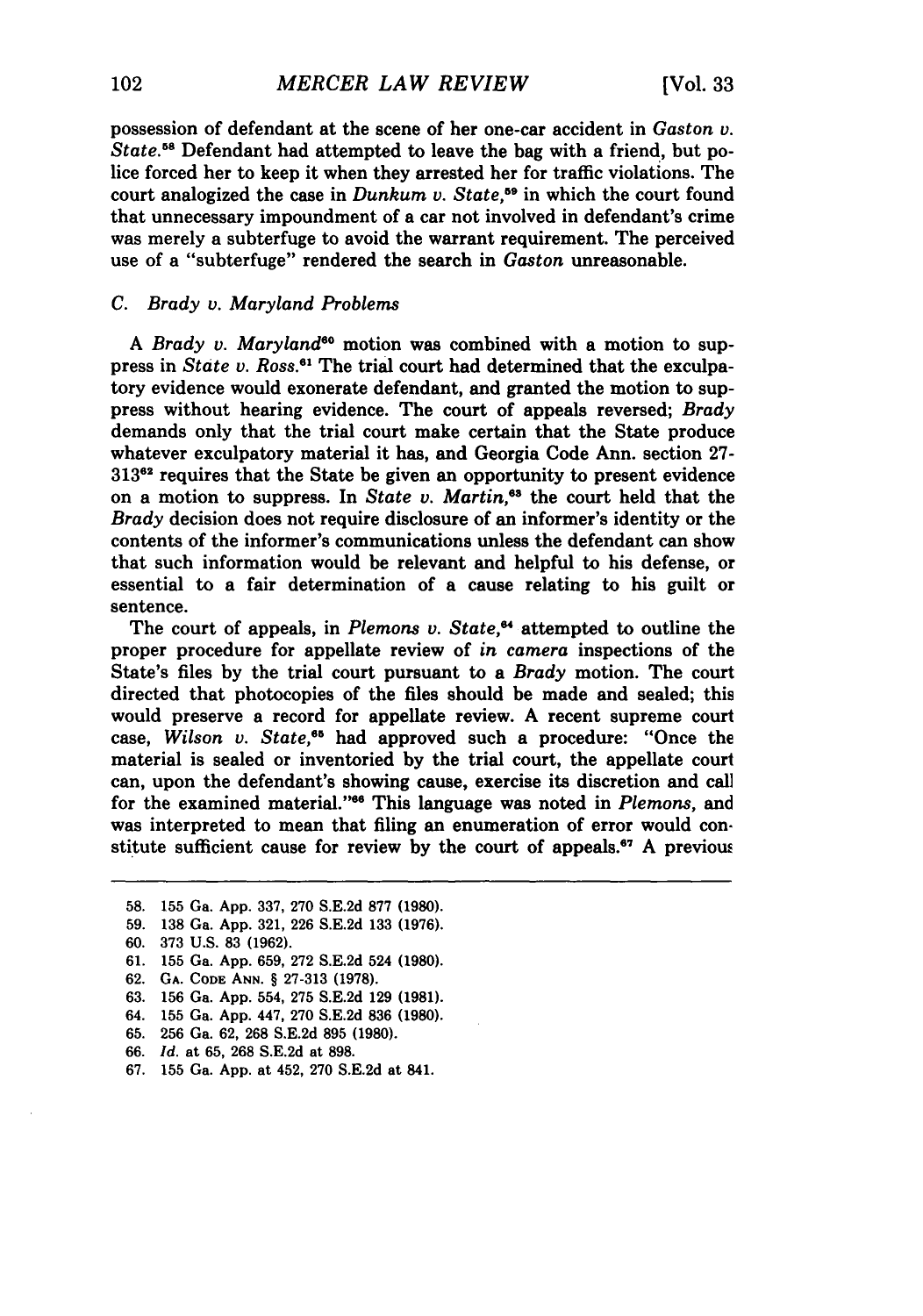possession of defendant at the scene of her one-car accident in *Gaston v. State*.[58] Defendant had attempted to leave the bag with a friend, but police forced her to keep it when they arrested her for traffic violations. The court analogized the case in *Dunkum v. State*,[59] in which the court found that unnecessary impoundment of a car not involved in defendant's crime was merely a subterfuge to avoid the warrant requirement. The perceived use of a "subterfuge" rendered the search in *Gaston* unreasonable.

### C. *Brady v. Maryland* Problems

A *Brady v. Maryland*[60] motion was combined with a motion to suppress in *State v. Ross*.[61] The trial court had determined that the exculpatory evidence would exonerate defendant, and granted the motion to suppress without hearing evidence. The court of appeals reversed; *Brady* demands only that the trial court make certain that the State produce whatever exculpatory material it has, and Georgia Code Ann. section 27-313[62] requires that the State be given an opportunity to present evidence on a motion to suppress. In *State v. Martin*,[63] the court held that the *Brady* decision does not require disclosure of an informer's identity or the contents of the informer's communications unless the defendant can show that such information would be relevant and helpful to his defense, or essential to a fair determination of a cause relating to his guilt or sentence.

The court of appeals, in *Plemons v. State*,[64] attempted to outline the proper procedure for appellate review of *in camera* inspections of the State's files by the trial court pursuant to a *Brady* motion. The court directed that photocopies of the files should be made and sealed; this would preserve a record for appellate review. A recent supreme court case, *Wilson v. State*,[65] had approved such a procedure: "Once the material is sealed or inventoried by the trial court, the appellate court can, upon the defendant's showing cause, exercise its discretion and call for the examined material."[66] This language was noted in *Plemons*, and was interpreted to mean that filing an enumeration of error would constitute sufficient cause for review by the court of appeals.[67] A previous

---

58. 155 Ga. App. 337, 270 S.E.2d 877 (1980).
59. 138 Ga. App. 321, 226 S.E.2d 133 (1976).
60. 373 U.S. 83 (1962).
61. 155 Ga. App. 659, 272 S.E.2d 524 (1980).
62. GA. CODE ANN. § 27-313 (1978).
63. 156 Ga. App. 554, 275 S.E.2d 129 (1981).
64. 155 Ga. App. 447, 270 S.E.2d 836 (1980).
65. 256 Ga. 62, 268 S.E.2d 895 (1980).
66. *Id.* at 65, 268 S.E.2d at 898.
67. 155 Ga. App. at 452, 270 S.E.2d at 841.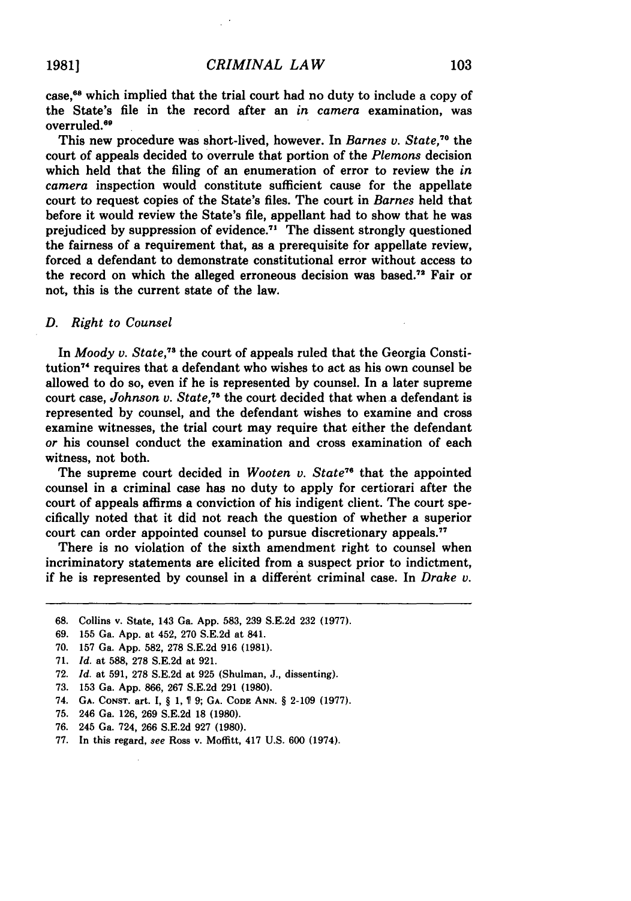case,[68] which implied that the trial court had no duty to include a copy of the State's file in the record after an *in camera* examination, was overruled.[69]

This new procedure was short-lived, however. In *Barnes v. State*,[70] the court of appeals decided to overrule that portion of the *Plemons* decision which held that the filing of an enumeration of error to review the *in camera* inspection would constitute sufficient cause for the appellate court to request copies of the State's files. The court in *Barnes* held that before it would review the State's file, appellant had to show that he was prejudiced by suppression of evidence.[71] The dissent strongly questioned the fairness of a requirement that, as a prerequisite for appellate review, forced a defendant to demonstrate constitutional error without access to the record on which the alleged erroneous decision was based.[72] Fair or not, this is the current state of the law.

### D. Right to Counsel

In *Moody v. State*,[73] the court of appeals ruled that the Georgia Constitution[74] requires that a defendant who wishes to act as his own counsel be allowed to do so, even if he is represented by counsel. In a later supreme court case, *Johnson v. State*,[75] the court decided that when a defendant is represented by counsel, and the defendant wishes to examine and cross examine witnesses, the trial court may require that either the defendant *or* his counsel conduct the examination and cross examination of each witness, not both.

The supreme court decided in *Wooten v. State*[76] that the appointed counsel in a criminal case has no duty to apply for certiorari after the court of appeals affirms a conviction of his indigent client. The court specifically noted that it did not reach the question of whether a superior court can order appointed counsel to pursue discretionary appeals.[77]

There is no violation of the sixth amendment right to counsel when incriminatory statements are elicited from a suspect prior to indictment, if he is represented by counsel in a different criminal case. In *Drake v.*

---

68. Collins v. State, 143 Ga. App. 583, 239 S.E.2d 232 (1977).
69. 155 Ga. App. at 452, 270 S.E.2d at 841.
70. 157 Ga. App. 582, 278 S.E.2d 916 (1981).
71. *Id.* at 588, 278 S.E.2d at 921.
72. *Id.* at 591, 278 S.E.2d at 925 (Shulman, J., dissenting).
73. 153 Ga. App. 866, 267 S.E.2d 291 (1980).
74. GA. CONST. art. I, § 1, ¶ 9; GA. CODE ANN. § 2-109 (1977).
75. 246 Ga. 126, 269 S.E.2d 18 (1980).
76. 245 Ga. 724, 266 S.E.2d 927 (1980).
77. In this regard, *see* Ross v. Moffitt, 417 U.S. 600 (1974).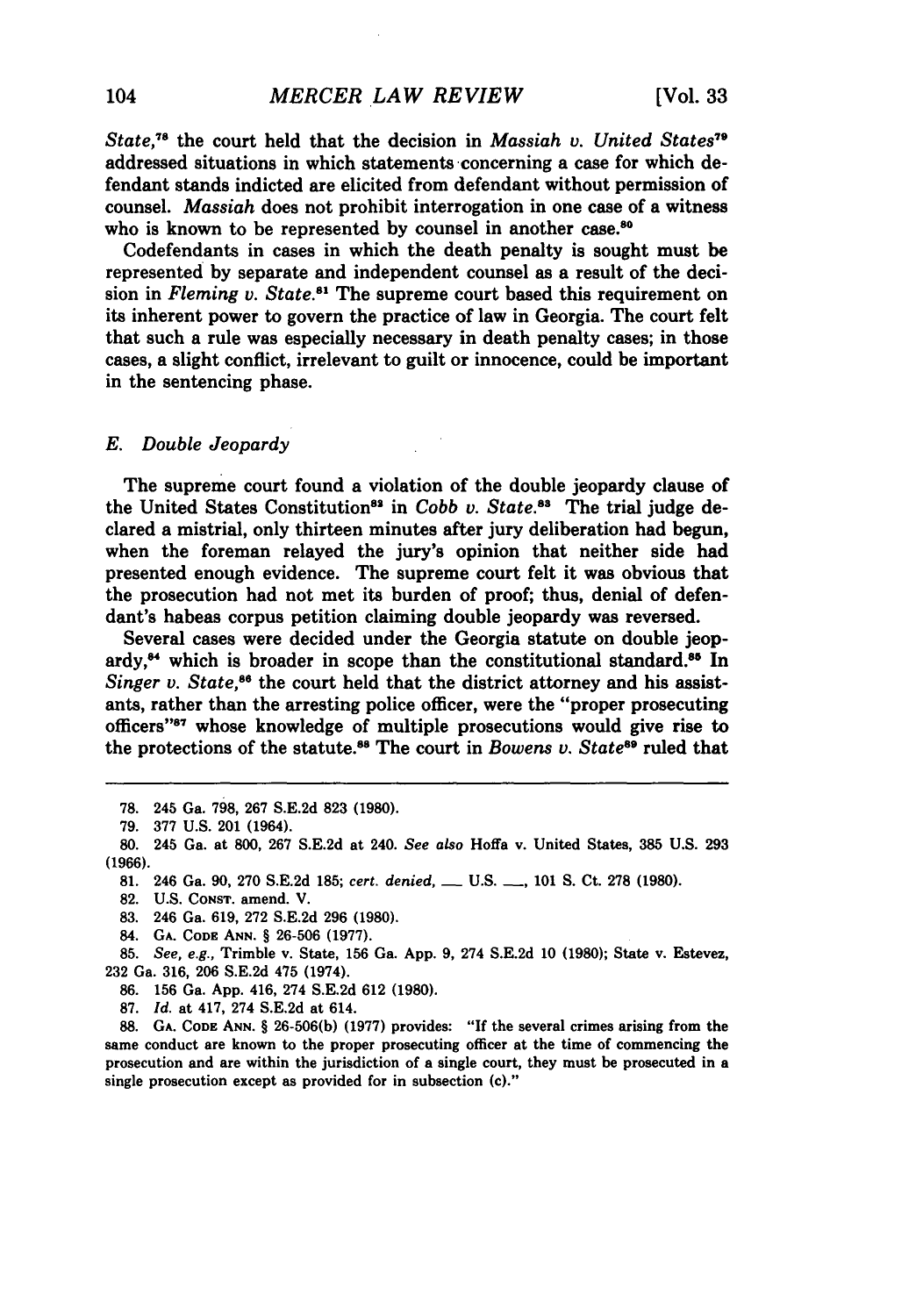*State*,[78] the court held that the decision in *Massiah v. United States*[79] addressed situations in which statements concerning a case for which defendant stands indicted are elicited from defendant without permission of counsel. *Massiah* does not prohibit interrogation in one case of a witness who is known to be represented by counsel in another case.[80]

Codefendants in cases in which the death penalty is sought must be represented by separate and independent counsel as a result of the decision in *Fleming v. State*.[81] The supreme court based this requirement on its inherent power to govern the practice of law in Georgia. The court felt that such a rule was especially necessary in death penalty cases; in those cases, a slight conflict, irrelevant to guilt or innocence, could be important in the sentencing phase.

### E. *Double Jeopardy*

The supreme court found a violation of the double jeopardy clause of the United States Constitution[82] in *Cobb v. State*.[83] The trial judge declared a mistrial, only thirteen minutes after jury deliberation had begun, when the foreman relayed the jury's opinion that neither side had presented enough evidence. The supreme court felt it was obvious that the prosecution had not met its burden of proof; thus, denial of defendant's habeas corpus petition claiming double jeopardy was reversed.

Several cases were decided under the Georgia statute on double jeopardy,[84] which is broader in scope than the constitutional standard.[85] In *Singer v. State*,[86] the court held that the district attorney and his assistants, rather than the arresting police officer, were the "proper prosecuting officers"[87] whose knowledge of multiple prosecutions would give rise to the protections of the statute.[88] The court in *Bowens v. State*[89] ruled that

---

78. 245 Ga. 798, 267 S.E.2d 823 (1980).

79. 377 U.S. 201 (1964).

80. 245 Ga. at 800, 267 S.E.2d at 240. *See also* Hoffa v. United States, 385 U.S. 293 (1966).

81. 246 Ga. 90, 270 S.E.2d 185; *cert. denied*, ___ U.S. ___, 101 S. Ct. 278 (1980).

82. U.S. CONST. amend. V.

83. 246 Ga. 619, 272 S.E.2d 296 (1980).

84. GA. CODE ANN. § 26-506 (1977).

85. *See, e.g.*, Trimble v. State, 156 Ga. App. 9, 274 S.E.2d 10 (1980); State v. Estevez, 232 Ga. 316, 206 S.E.2d 475 (1974).

86. 156 Ga. App. 416, 274 S.E.2d 612 (1980).

87. *Id.* at 417, 274 S.E.2d at 614.

88. GA. CODE ANN. § 26-506(b) (1977) provides: "If the several crimes arising from the same conduct are known to the proper prosecuting officer at the time of commencing the prosecution and are within the jurisdiction of a single court, they must be prosecuted in a single prosecution except as provided for in subsection (c)."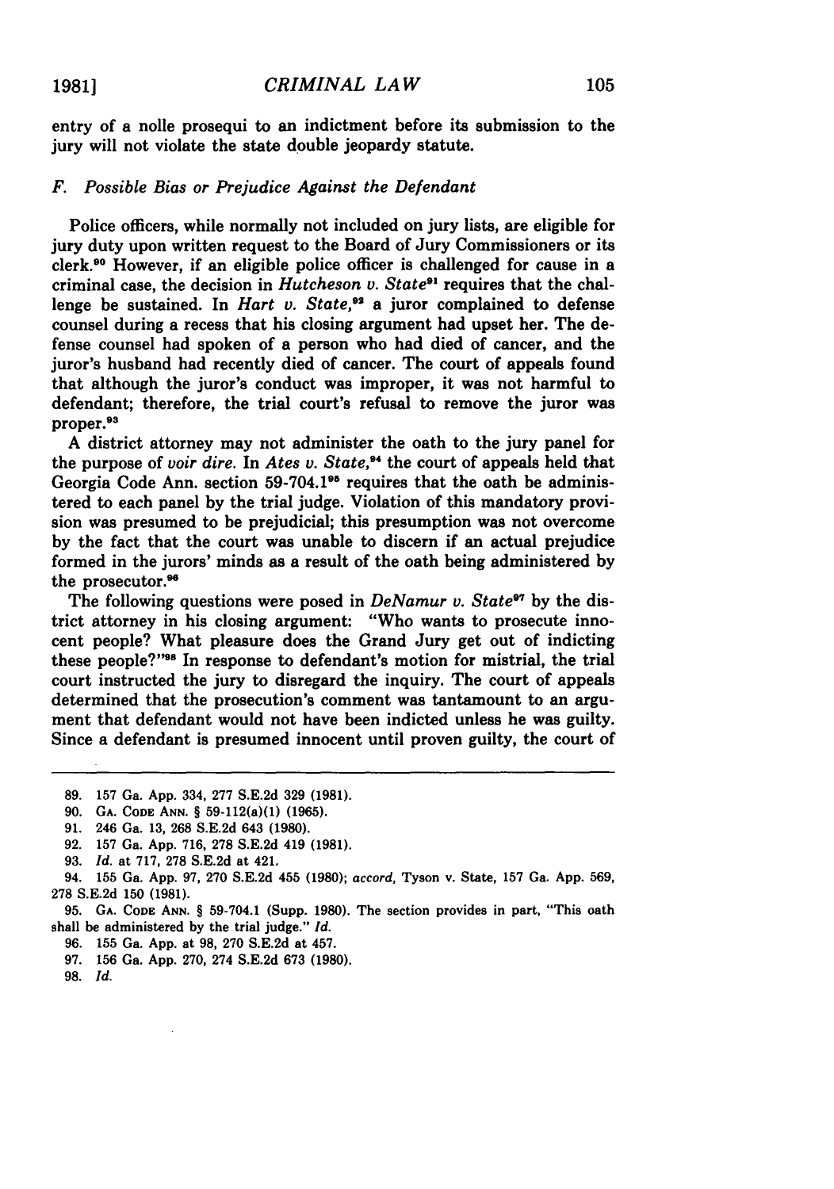entry of a nolle prosequi to an indictment before its submission to the jury will not violate the state double jeopardy statute.

### F. *Possible Bias or Prejudice Against the Defendant*

Police officers, while normally not included on jury lists, are eligible for jury duty upon written request to the Board of Jury Commissioners or its clerk.[90] However, if an eligible police officer is challenged for cause in a criminal case, the decision in *Hutcheson v. State*[91] requires that the challenge be sustained. In *Hart v. State*,[92] a juror complained to defense counsel during a recess that his closing argument had upset her. The defense counsel had spoken of a person who had died of cancer, and the juror's husband had recently died of cancer. The court of appeals found that although the juror's conduct was improper, it was not harmful to defendant; therefore, the trial court's refusal to remove the juror was proper.[93]

A district attorney may not administer the oath to the jury panel for the purpose of *voir dire*. In *Ates v. State*,[94] the court of appeals held that Georgia Code Ann. section 59-704.1[95] requires that the oath be administered to each panel by the trial judge. Violation of this mandatory provision was presumed to be prejudicial; this presumption was not overcome by the fact that the court was unable to discern if an actual prejudice formed in the jurors' minds as a result of the oath being administered by the prosecutor.[96]

The following questions were posed in *DeNamur v. State*[97] by the district attorney in his closing argument: "Who wants to prosecute innocent people? What pleasure does the Grand Jury get out of indicting these people?"[98] In response to defendant's motion for mistrial, the trial court instructed the jury to disregard the inquiry. The court of appeals determined that the prosecution's comment was tantamount to an argument that defendant would not have been indicted unless he was guilty. Since a defendant is presumed innocent until proven guilty, the court of

---

89. 157 Ga. App. 334, 277 S.E.2d 329 (1981).

90. GA. CODE ANN. § 59-112(a)(1) (1965).

91. 246 Ga. 13, 268 S.E.2d 643 (1980).

92. 157 Ga. App. 716, 278 S.E.2d 419 (1981).

93. *Id.* at 717, 278 S.E.2d at 421.

94. 155 Ga. App. 97, 270 S.E.2d 455 (1980); *accord*, Tyson v. State, 157 Ga. App. 569, 278 S.E.2d 150 (1981).

95. GA. CODE ANN. § 59-704.1 (Supp. 1980). The section provides in part, "This oath shall be administered by the trial judge." *Id.*

96. 155 Ga. App. at 98, 270 S.E.2d at 457.

97. 156 Ga. App. 270, 274 S.E.2d 673 (1980).

98. *Id.*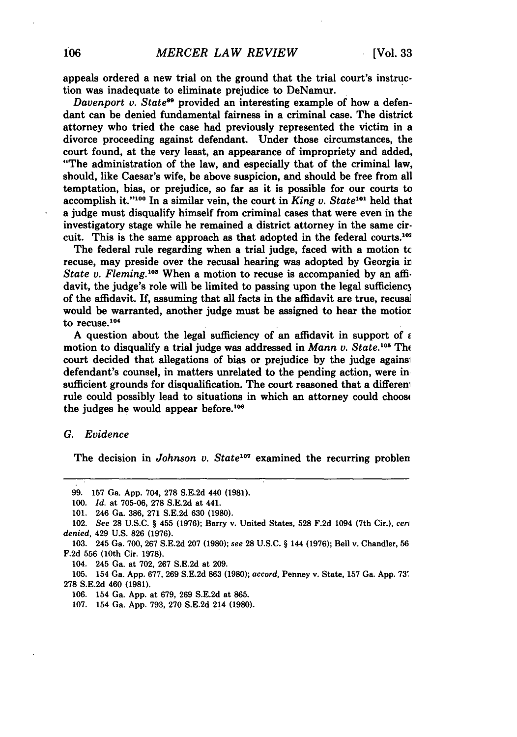appeals ordered a new trial on the ground that the trial court's instruction was inadequate to eliminate prejudice to DeNamur.

*Davenport v. State*[99] provided an interesting example of how a defendant can be denied fundamental fairness in a criminal case. The district attorney who tried the case had previously represented the victim in a divorce proceeding against defendant. Under those circumstances, the court found, at the very least, an appearance of impropriety and added, "The administration of the law, and especially that of the criminal law, should, like Caesar's wife, be above suspicion, and should be free from all temptation, bias, or prejudice, so far as it is possible for our courts to accomplish it."[100] In a similar vein, the court in *King v. State*[101] held that a judge must disqualify himself from criminal cases that were even in the investigatory stage while he remained a district attorney in the same circuit. This is the same approach as that adopted in the federal courts.[102]

The federal rule regarding when a trial judge, faced with a motion to recuse, may preside over the recusal hearing was adopted by Georgia in *State v. Fleming*.[103] When a motion to recuse is accompanied by an affidavit, the judge's role will be limited to passing upon the legal sufficiency of the affidavit. If, assuming that all facts in the affidavit are true, recusal would be warranted, another judge must be assigned to hear the motion to recuse.[104]

A question about the legal sufficiency of an affidavit in support of a motion to disqualify a trial judge was addressed in *Mann v. State*.[105] The court decided that allegations of bias or prejudice by the judge against defendant's counsel, in matters unrelated to the pending action, were insufficient grounds for disqualification. The court reasoned that a different rule could possibly lead to situations in which an attorney could choose the judges he would appear before.[106]

### G. *Evidence*

The decision in *Johnson v. State*[107] examined the recurring problem

---

99. 157 Ga. App. 704, 278 S.E.2d 440 (1981).

100. *Id.* at 705-06, 278 S.E.2d at 441.

101. 246 Ga. 386, 271 S.E.2d 630 (1980).

102. *See* 28 U.S.C. § 455 (1976); Barry v. United States, 528 F.2d 1094 (7th Cir.), *cert denied*, 429 U.S. 826 (1976).

103. 245 Ga. 700, 267 S.E.2d 207 (1980); *see* 28 U.S.C. § 144 (1976); Bell v. Chandler, 56 F.2d 556 (10th Cir. 1978).

104. 245 Ga. at 702, 267 S.E.2d at 209.

105. 154 Ga. App. 677, 269 S.E.2d 863 (1980); *accord*, Penney v. State, 157 Ga. App. 737, 278 S.E.2d 460 (1981).

106. 154 Ga. App. at 679, 269 S.E.2d at 865.

107. 154 Ga. App. 793, 270 S.E.2d 214 (1980).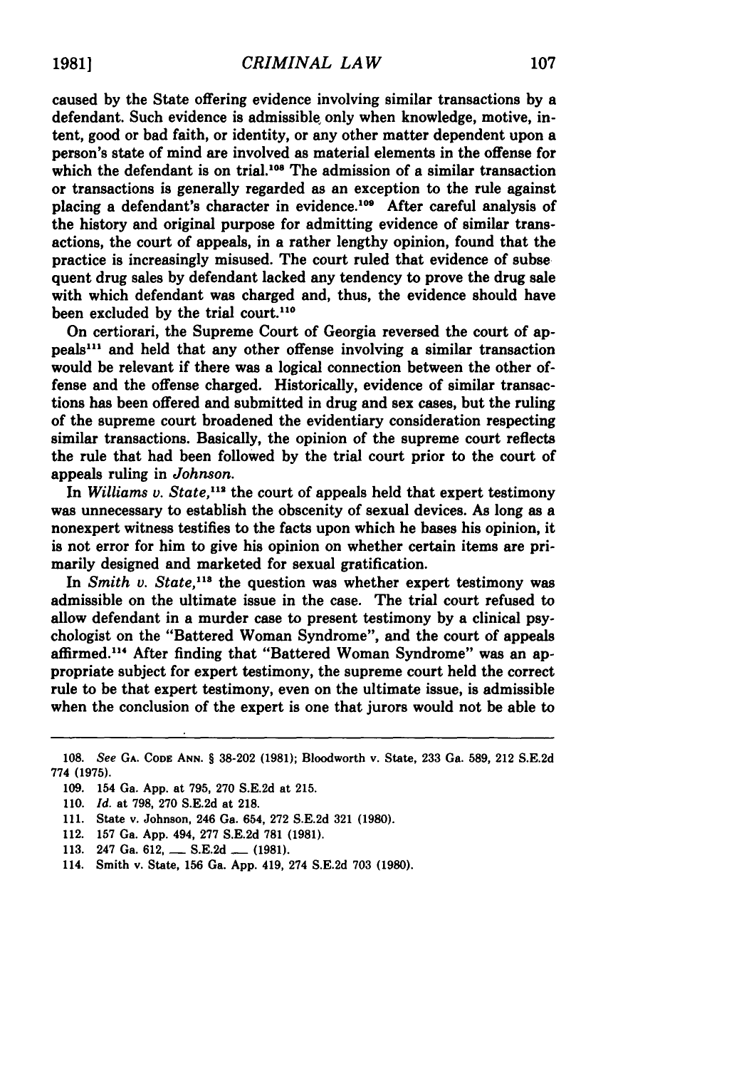caused by the State offering evidence involving similar transactions by a defendant. Such evidence is admissible only when knowledge, motive, intent, good or bad faith, or identity, or any other matter dependent upon a person's state of mind are involved as material elements in the offense for which the defendant is on trial.[108] The admission of a similar transaction or transactions is generally regarded as an exception to the rule against placing a defendant's character in evidence.[109] After careful analysis of the history and original purpose for admitting evidence of similar transactions, the court of appeals, in a rather lengthy opinion, found that the practice is increasingly misused. The court ruled that evidence of subsequent drug sales by defendant lacked any tendency to prove the drug sale with which defendant was charged and, thus, the evidence should have been excluded by the trial court.[110]

On certiorari, the Supreme Court of Georgia reversed the court of appeals[111] and held that any other offense involving a similar transaction would be relevant if there was a logical connection between the other offense and the offense charged. Historically, evidence of similar transactions has been offered and submitted in drug and sex cases, but the ruling of the supreme court broadened the evidentiary consideration respecting similar transactions. Basically, the opinion of the supreme court reflects the rule that had been followed by the trial court prior to the court of appeals ruling in *Johnson.*

In *Williams v. State*,[112] the court of appeals held that expert testimony was unnecessary to establish the obscenity of sexual devices. As long as a nonexpert witness testifies to the facts upon which he bases his opinion, it is not error for him to give his opinion on whether certain items are primarily designed and marketed for sexual gratification.

In *Smith v. State*,[113] the question was whether expert testimony was admissible on the ultimate issue in the case. The trial court refused to allow defendant in a murder case to present testimony by a clinical psychologist on the "Battered Woman Syndrome", and the court of appeals affirmed.[114] After finding that "Battered Woman Syndrome" was an appropriate subject for expert testimony, the supreme court held the correct rule to be that expert testimony, even on the ultimate issue, is admissible when the conclusion of the expert is one that jurors would not be able to

---

108. *See* GA. CODE ANN. § 38-202 (1981); Bloodworth v. State, 233 Ga. 589, 212 S.E.2d 774 (1975).

109. 154 Ga. App. at 795, 270 S.E.2d at 215.

110. *Id.* at 798, 270 S.E.2d at 218.

111. State v. Johnson, 246 Ga. 654, 272 S.E.2d 321 (1980).

112. 157 Ga. App. 494, 277 S.E.2d 781 (1981).

113. 247 Ga. 612, ___ S.E.2d ___ (1981).

114. Smith v. State, 156 Ga. App. 419, 274 S.E.2d 703 (1980).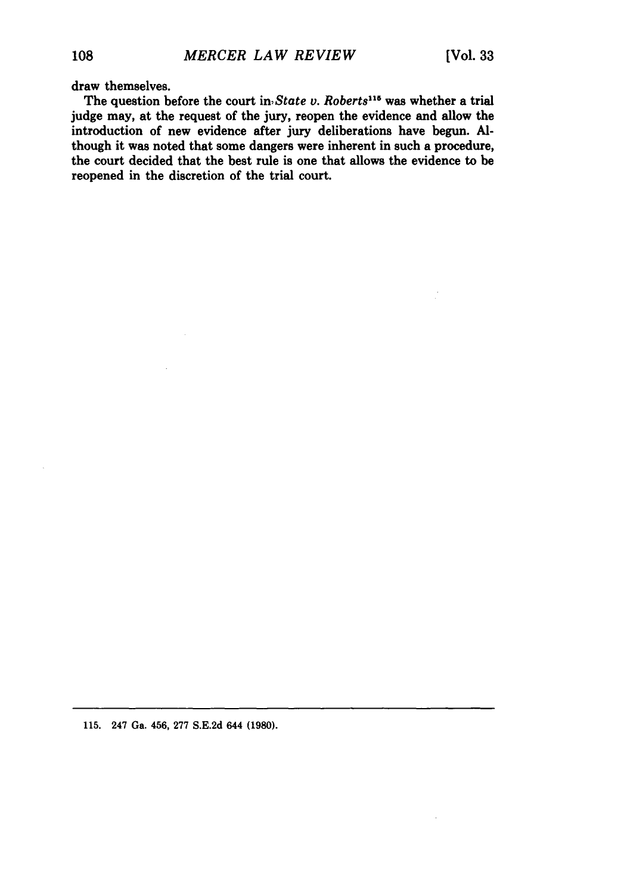draw themselves.

The question before the court in *State v. Roberts*[115] was whether a trial judge may, at the request of the jury, reopen the evidence and allow the introduction of new evidence after jury deliberations have begun. Although it was noted that some dangers were inherent in such a procedure, the court decided that the best rule is one that allows the evidence to be reopened in the discretion of the trial court.

---

115. 247 Ga. 456, 277 S.E.2d 644 (1980).